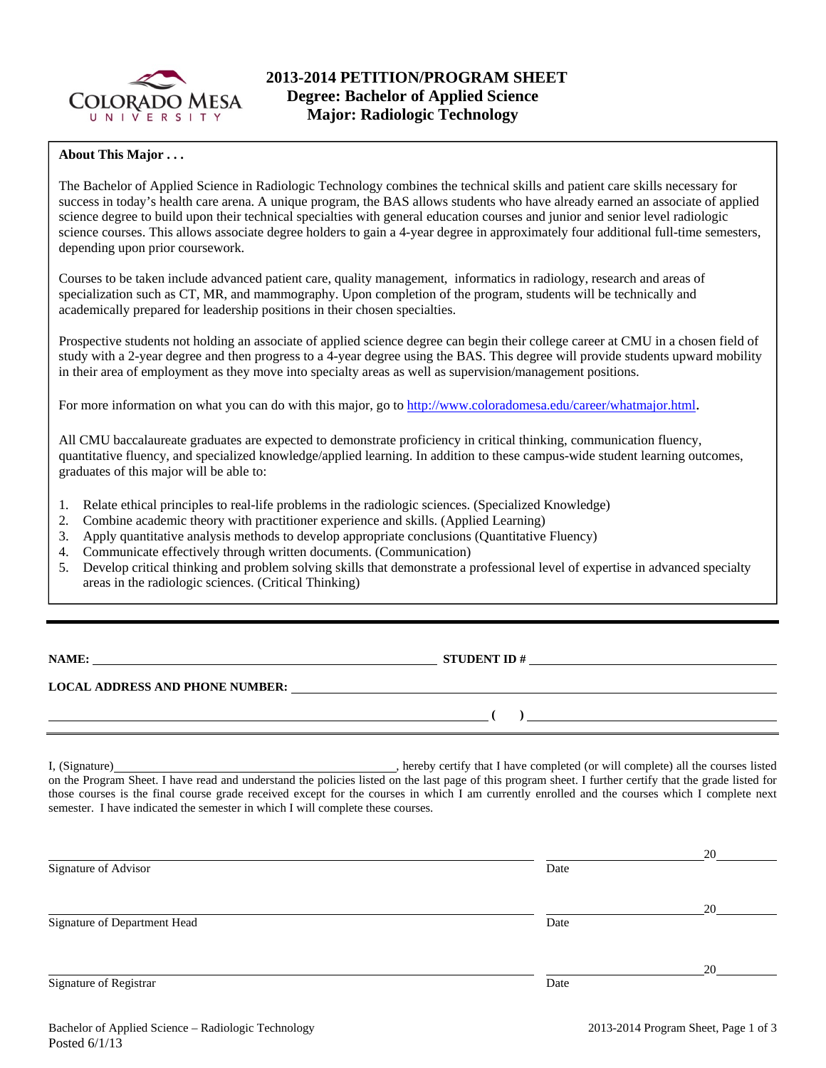# 2013-2014 PETITION/PROGRAM SHEET
## Degree: Bachelor of Applied Science
## Major: Radiologic Technology

**About This Major . . .**

The Bachelor of Applied Science in Radiologic Technology combines the technical skills and patient care skills necessary for success in today's health care arena. A unique program, the BAS allows students who have already earned an associate of applied science degree to build upon their technical specialties with general education courses and junior and senior level radiologic science courses. This allows associate degree holders to gain a 4-year degree in approximately four additional full-time semesters, depending upon prior coursework.

Courses to be taken include advanced patient care, quality management, informatics in radiology, research and areas of specialization such as CT, MR, and mammography. Upon completion of the program, students will be technically and academically prepared for leadership positions in their chosen specialties.

Prospective students not holding an associate of applied science degree can begin their college career at CMU in a chosen field of study with a 2-year degree and then progress to a 4-year degree using the BAS. This degree will provide students upward mobility in their area of employment as they move into specialty areas as well as supervision/management positions.

For more information on what you can do with this major, go to http://www.coloradomesa.edu/career/whatmajor.html.

All CMU baccalaureate graduates are expected to demonstrate proficiency in critical thinking, communication fluency, quantitative fluency, and specialized knowledge/applied learning. In addition to these campus-wide student learning outcomes, graduates of this major will be able to:

1. Relate ethical principles to real-life problems in the radiologic sciences. (Specialized Knowledge)
2. Combine academic theory with practitioner experience and skills. (Applied Learning)
3. Apply quantitative analysis methods to develop appropriate conclusions (Quantitative Fluency)
4. Communicate effectively through written documents. (Communication)
5. Develop critical thinking and problem solving skills that demonstrate a professional level of expertise in advanced specialty areas in the radiologic sciences. (Critical Thinking)

---

**NAME:** ____________________ **STUDENT ID #** ____________________

**LOCAL ADDRESS AND PHONE NUMBER:** ____________________

____________________ **( )** ____________________

I, (Signature)____________________, hereby certify that I have completed (or will complete) all the courses listed on the Program Sheet. I have read and understand the policies listed on the last page of this program sheet. I further certify that the grade listed for those courses is the final course grade received except for the courses in which I am currently enrolled and the courses which I complete next semester. I have indicated the semester in which I will complete these courses.

____________________ 20____
Signature of Advisor — Date

____________________ 20____
Signature of Department Head — Date

____________________ 20____
Signature of Registrar — Date

Bachelor of Applied Science – Radiologic Technology
Posted 6/1/13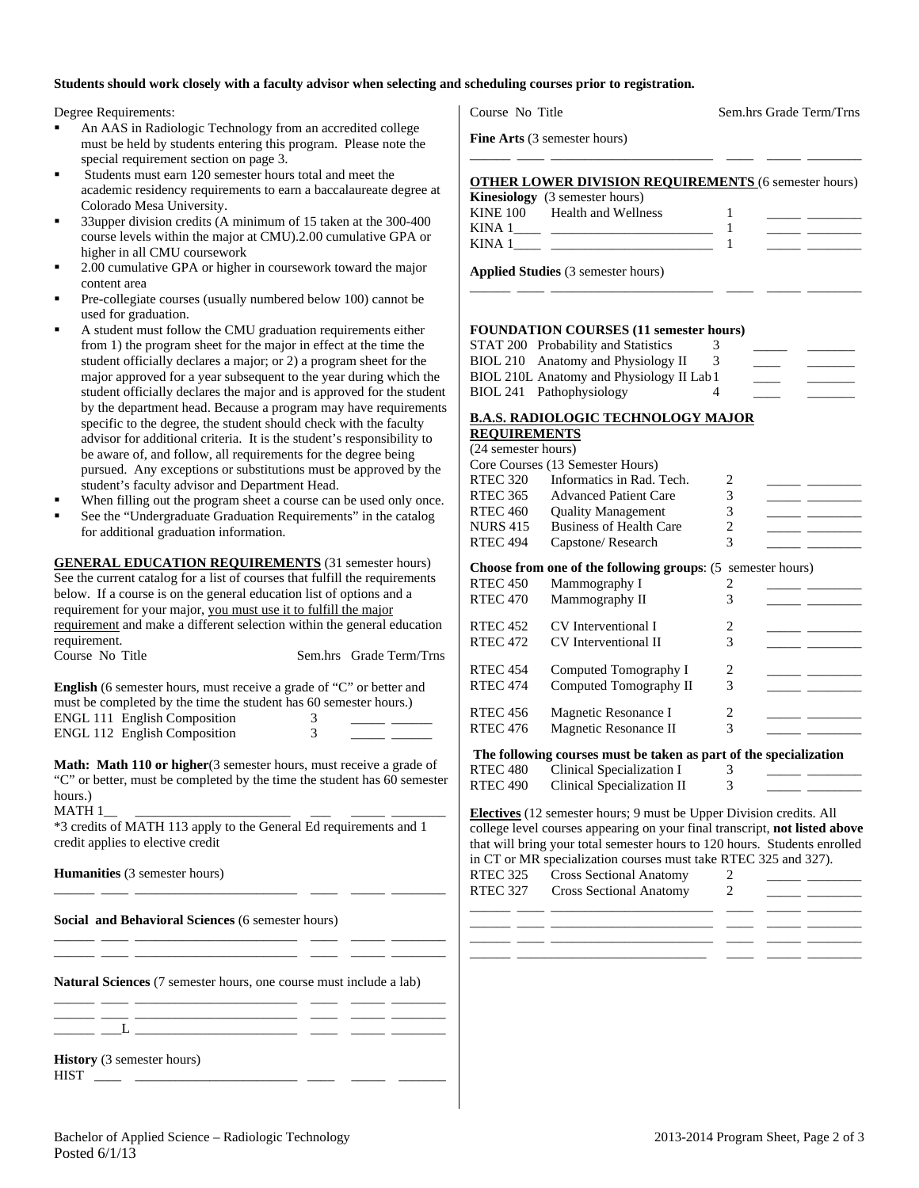**Students should work closely with a faculty advisor when selecting and scheduling courses prior to registration.**

Degree Requirements:

- An AAS in Radiologic Technology from an accredited college must be held by students entering this program. Please note the special requirement section on page 3.
- Students must earn 120 semester hours total and meet the academic residency requirements to earn a baccalaureate degree at Colorado Mesa University.
- 33upper division credits (A minimum of 15 taken at the 300-400 course levels within the major at CMU).2.00 cumulative GPA or higher in all CMU coursework
- 2.00 cumulative GPA or higher in coursework toward the major content area
- Pre-collegiate courses (usually numbered below 100) cannot be used for graduation.
- A student must follow the CMU graduation requirements either from 1) the program sheet for the major in effect at the time the student officially declares a major; or 2) a program sheet for the major approved for a year subsequent to the year during which the student officially declares the major and is approved for the student by the department head. Because a program may have requirements specific to the degree, the student should check with the faculty advisor for additional criteria. It is the student's responsibility to be aware of, and follow, all requirements for the degree being pursued. Any exceptions or substitutions must be approved by the student's faculty advisor and Department Head.
- When filling out the program sheet a course can be used only once.
- See the "Undergraduate Graduation Requirements" in the catalog for additional graduation information.

**GENERAL EDUCATION REQUIREMENTS** (31 semester hours) See the current catalog for a list of courses that fulfill the requirements below. If a course is on the general education list of options and a requirement for your major, you must use it to fulfill the major requirement and make a different selection within the general education requirement.

Course No Title Sem.hrs Grade Term/Trns

**English** (6 semester hours, must receive a grade of "C" or better and must be completed by the time the student has 60 semester hours.)

| Course No | Title | Sem.hrs | Grade | Term/Trns |
|---|---|---|---|---|
| ENGL 111 | English Composition | 3 | _____ | ______ |
| ENGL 112 | English Composition | 3 | _____ | ______ |

**Math: Math 110 or higher**(3 semester hours, must receive a grade of "C" or better, must be completed by the time the student has 60 semester hours.)

MATH 1__ _______________________ ___ _____ ________

*3 credits of MATH 113 apply to the General Ed requirements and 1 credit applies to elective credit

**Humanities** (3 semester hours)

______ ____ _______________________ ____ _____ ________

**Social and Behavioral Sciences** (6 semester hours)

______ ____ _______________________ ____ _____ ________
______ ____ _______________________ ____ _____ ________

**Natural Sciences** (7 semester hours, one course must include a lab)

______ ____ _______________________ ____ _____ ________
______ ____ _______________________ ____ _____ ________
______ ___L _______________________ ____ _____ ________

**History** (3 semester hours)

HIST ____ _______________________ ____ _____ _______

Course No Title Sem.hrs Grade Term/Trns

**Fine Arts** (3 semester hours)

______ ____ _______________________ ____ _____ ________

**OTHER LOWER DIVISION REQUIREMENTS** (6 semester hours)

**Kinesiology** (3 semester hours)

| Course No | Title | Sem.hrs | Grade | Term/Trns |
|---|---|---|---|---|
| KINE 100 | Health and Wellness | 1 | _____ | ________ |
| KINA 1____ | _______________________ | 1 | _____ | ________ |
| KINA 1____ | _______________________ | 1 | _____ | ________ |

**Applied Studies** (3 semester hours)

______ ____ _______________________ ____ _____ ________

**FOUNDATION COURSES (11 semester hours)**

| Course No | Title | Sem.hrs | Grade | Term/Trns |
|---|---|---|---|---|
| STAT 200 | Probability and Statistics | 3 | _____ | _______ |
| BIOL 210 | Anatomy and Physiology II | 3 | ____ | _______ |
| BIOL 210L | Anatomy and Physiology II Lab | 1 | ____ | _______ |
| BIOL 241 | Pathophysiology | 4 | ____ | _______ |

**B.A.S. RADIOLOGIC TECHNOLOGY MAJOR REQUIREMENTS**

(24 semester hours)

Core Courses (13 Semester Hours)

| Course No | Title | Sem.hrs | Grade | Term/Trns |
|---|---|---|---|---|
| RTEC 320 | Informatics in Rad. Tech. | 2 | _____ | ________ |
| RTEC 365 | Advanced Patient Care | 3 | _____ | ________ |
| RTEC 460 | Quality Management | 3 | _____ | ________ |
| NURS 415 | Business of Health Care | 2 | _____ | ________ |
| RTEC 494 | Capstone/ Research | 3 | _____ | ________ |

**Choose from one of the following groups**: (5 semester hours)

| Course No | Title | Sem.hrs | Grade | Term/Trns |
|---|---|---|---|---|
| RTEC 450 | Mammography I | 2 | _____ | ________ |
| RTEC 470 | Mammography II | 3 | _____ | ________ |
| RTEC 452 | CV Interventional I | 2 | _____ | ________ |
| RTEC 472 | CV Interventional II | 3 | _____ | ________ |
| RTEC 454 | Computed Tomography I | 2 | _____ | ________ |
| RTEC 474 | Computed Tomography II | 3 | _____ | ________ |
| RTEC 456 | Magnetic Resonance I | 2 | _____ | ________ |
| RTEC 476 | Magnetic Resonance II | 3 | _____ | ________ |

**The following courses must be taken as part of the specialization**

| Course No | Title | Sem.hrs | Grade | Term/Trns |
|---|---|---|---|---|
| RTEC 480 | Clinical Specialization I | 3 | _____ | ________ |
| RTEC 490 | Clinical Specialization II | 3 | _____ | ________ |

**Electives** (12 semester hours; 9 must be Upper Division credits. All college level courses appearing on your final transcript, **not listed above** that will bring your total semester hours to 120 hours. Students enrolled in CT or MR specialization courses must take RTEC 325 and 327).

| Course No | Title | Sem.hrs | Grade | Term/Trns |
|---|---|---|---|---|
| RTEC 325 | Cross Sectional Anatomy | 2 | _____ | ________ |
| RTEC 327 | Cross Sectional Anatomy | 2 | _____ | ________ |
| ______ ____ | _______________________ | ____ | _____ | ________ |
| ______ ____ | _______________________ | ____ | _____ | ________ |
| ______ ____ | _______________________ | ____ | _____ | ________ |
| ______ | ___________________________ | ____ | _____ | ________ |

Bachelor of Applied Science – Radiologic Technology
Posted 6/1/13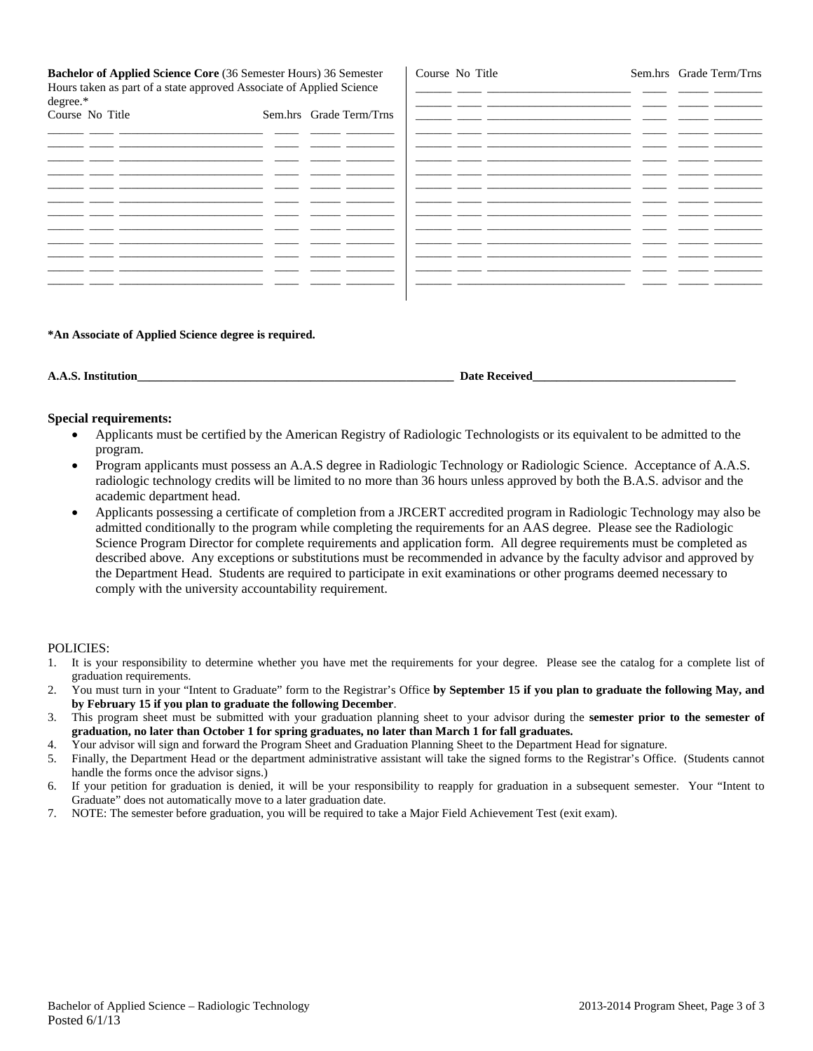**Bachelor of Applied Science Core** (36 Semester Hours) 36 Semester Hours taken as part of a state approved Associate of Applied Science degree.*

| Course | No | Title | Sem.hrs | Grade | Term/Trns |
|---|---|---|---|---|---|
| | | | | | |
| | | | | | |
| | | | | | |
| | | | | | |
| | | | | | |
| | | | | | |
| | | | | | |
| | | | | | |
| | | | | | |
| | | | | | |
| | | | | | |
| | | | | | |

| Course | No | Title | Sem.hrs | Grade | Term/Trns |
|---|---|---|---|---|---|
| | | | | | |
| | | | | | |
| | | | | | |
| | | | | | |
| | | | | | |
| | | | | | |
| | | | | | |
| | | | | | |
| | | | | | |
| | | | | | |
| | | | | | |
| | | | | | |
| | | | | | |
| | | | | | |

**\*An Associate of Applied Science degree is required.**

**A.A.S. Institution**\_\_\_\_\_\_\_\_\_\_\_\_\_\_\_\_\_\_\_\_\_\_\_\_\_\_\_\_\_\_\_\_\_\_\_\_ **Date Received**\_\_\_\_\_\_\_\_\_\_\_\_\_\_\_\_\_\_\_\_\_\_\_\_\_\_\_\_

### Special requirements:

- Applicants must be certified by the American Registry of Radiologic Technologists or its equivalent to be admitted to the program.
- Program applicants must possess an A.A.S degree in Radiologic Technology or Radiologic Science. Acceptance of A.A.S. radiologic technology credits will be limited to no more than 36 hours unless approved by both the B.A.S. advisor and the academic department head.
- Applicants possessing a certificate of completion from a JRCERT accredited program in Radiologic Technology may also be admitted conditionally to the program while completing the requirements for an AAS degree. Please see the Radiologic Science Program Director for complete requirements and application form. All degree requirements must be completed as described above. Any exceptions or substitutions must be recommended in advance by the faculty advisor and approved by the Department Head. Students are required to participate in exit examinations or other programs deemed necessary to comply with the university accountability requirement.

POLICIES:

1. It is your responsibility to determine whether you have met the requirements for your degree. Please see the catalog for a complete list of graduation requirements.
2. You must turn in your "Intent to Graduate" form to the Registrar's Office **by September 15 if you plan to graduate the following May, and by February 15 if you plan to graduate the following December**.
3. This program sheet must be submitted with your graduation planning sheet to your advisor during the **semester prior to the semester of graduation, no later than October 1 for spring graduates, no later than March 1 for fall graduates.**
4. Your advisor will sign and forward the Program Sheet and Graduation Planning Sheet to the Department Head for signature.
5. Finally, the Department Head or the department administrative assistant will take the signed forms to the Registrar's Office. (Students cannot handle the forms once the advisor signs.)
6. If your petition for graduation is denied, it will be your responsibility to reapply for graduation in a subsequent semester. Your "Intent to Graduate" does not automatically move to a later graduation date.
7. NOTE: The semester before graduation, you will be required to take a Major Field Achievement Test (exit exam).

Posted 6/1/13